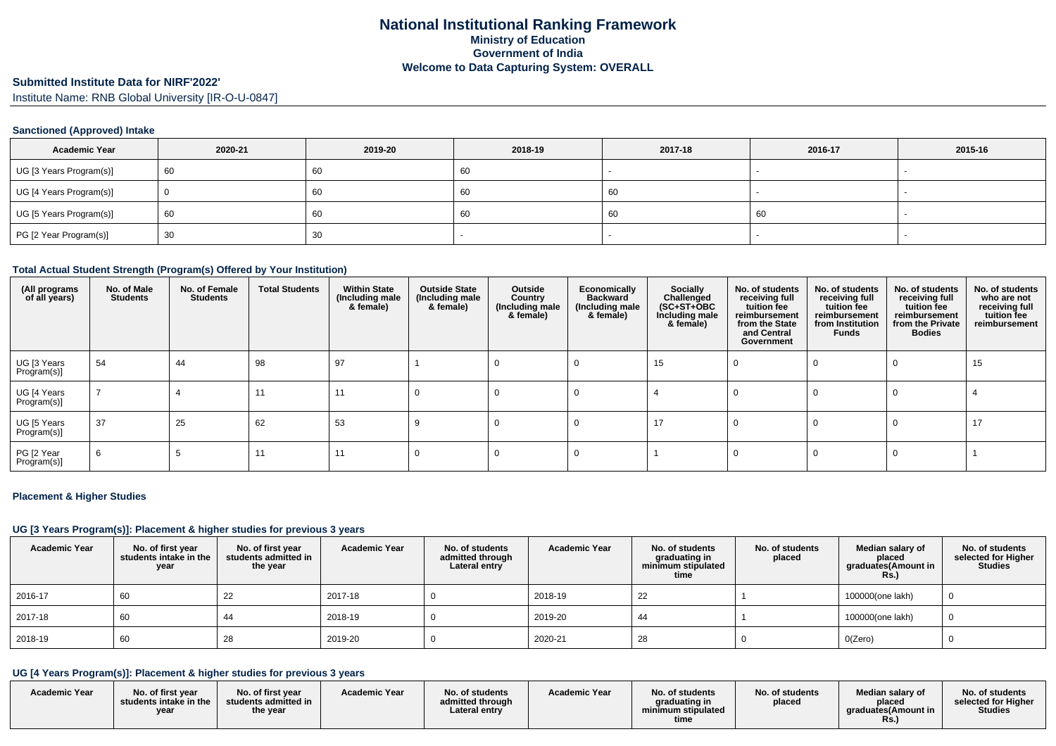# National Institutional Ranking Framework
## Ministry of Education
## Government of India
## Welcome to Data Capturing System: OVERALL

**Submitted Institute Data for NIRF'2022'**

Institute Name: RNB Global University [IR-O-U-0847]

### Sanctioned (Approved) Intake

| Academic Year | 2020-21 | 2019-20 | 2018-19 | 2017-18 | 2016-17 | 2015-16 |
|---|---|---|---|---|---|---|
| UG [3 Years Program(s)] | 60 | 60 | 60 | - | - | - |
| UG [4 Years Program(s)] | 0 | 60 | 60 | 60 | - | - |
| UG [5 Years Program(s)] | 60 | 60 | 60 | 60 | 60 | - |
| PG [2 Year Program(s)] | 30 | 30 | - | - | - | - |

### Total Actual Student Strength (Program(s) Offered by Your Institution)

| (All programs of all years) | No. of Male Students | No. of Female Students | Total Students | Within State (Including male & female) | Outside State (Including male & female) | Outside Country (Including male & female) | Economically Backward (Including male & female) | Socially Challenged (SC+ST+OBC Including male & female) | No. of students receiving full tuition fee reimbursement from the State and Central Government | No. of students receiving full tuition fee reimbursement from Institution Funds | No. of students receiving full tuition fee reimbursement from the Private Bodies | No. of students who are not receiving full tuition fee reimbursement |
|---|---|---|---|---|---|---|---|---|---|---|---|---|
| UG [3 Years Program(s)] | 54 | 44 | 98 | 97 | 1 | 0 | 0 | 15 | 0 | 0 | 0 | 15 |
| UG [4 Years Program(s)] | 7 | 4 | 11 | 11 | 0 | 0 | 0 | 4 | 0 | 0 | 0 | 4 |
| UG [5 Years Program(s)] | 37 | 25 | 62 | 53 | 9 | 0 | 0 | 17 | 0 | 0 | 0 | 17 |
| PG [2 Year Program(s)] | 6 | 5 | 11 | 11 | 0 | 0 | 0 | 1 | 0 | 0 | 0 | 1 |

### Placement & Higher Studies

### UG [3 Years Program(s)]: Placement & higher studies for previous 3 years

| Academic Year | No. of first year students intake in the year | No. of first year students admitted in the year | Academic Year | No. of students admitted through Lateral entry | Academic Year | No. of students graduating in minimum stipulated time | No. of students placed | Median salary of placed graduates(Amount in Rs.) | No. of students selected for Higher Studies |
|---|---|---|---|---|---|---|---|---|---|
| 2016-17 | 60 | 22 | 2017-18 | 0 | 2018-19 | 22 | 1 | 100000(one lakh) | 0 |
| 2017-18 | 60 | 44 | 2018-19 | 0 | 2019-20 | 44 | 1 | 100000(one lakh) | 0 |
| 2018-19 | 60 | 28 | 2019-20 | 0 | 2020-21 | 28 | 0 | 0(Zero) | 0 |

### UG [4 Years Program(s)]: Placement & higher studies for previous 3 years

| Academic Year | No. of first year students intake in the year | No. of first year students admitted in the year | Academic Year | No. of students admitted through Lateral entry | Academic Year | No. of students graduating in minimum stipulated time | No. of students placed | Median salary of placed graduates(Amount in Rs.) | No. of students selected for Higher Studies |
|---|---|---|---|---|---|---|---|---|---|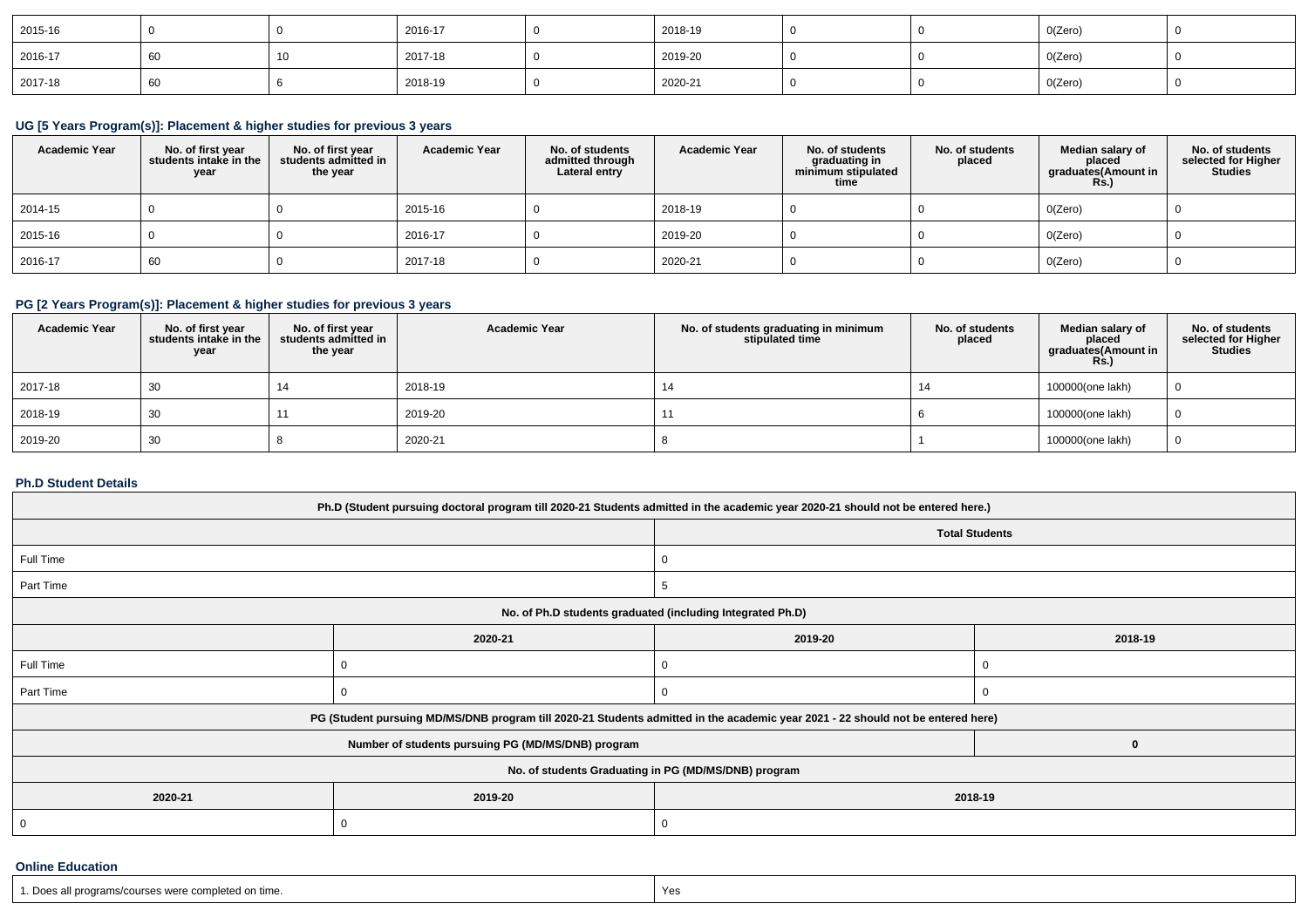| 2015-16 | 0 | 0 | 2016-17 | 0 | 2018-19 | 0 | 0 | 0(Zero) | 0 |
|---|---|---|---|---|---|---|---|---|---|
| 2016-17 | 60 | 10 | 2017-18 | 0 | 2019-20 | 0 | 0 | 0(Zero) | 0 |
| 2017-18 | 60 | 6 | 2018-19 | 0 | 2020-21 | 0 | 0 | 0(Zero) | 0 |

### UG [5 Years Program(s)]: Placement & higher studies for previous 3 years

| Academic Year | No. of first year students intake in the year | No. of first year students admitted in the year | Academic Year | No. of students admitted through Lateral entry | Academic Year | No. of students graduating in minimum stipulated time | No. of students placed | Median salary of placed graduates(Amount in Rs.) | No. of students selected for Higher Studies |
|---|---|---|---|---|---|---|---|---|---|
| 2014-15 | 0 | 0 | 2015-16 | 0 | 2018-19 | 0 | 0 | 0(Zero) | 0 |
| 2015-16 | 0 | 0 | 2016-17 | 0 | 2019-20 | 0 | 0 | 0(Zero) | 0 |
| 2016-17 | 60 | 0 | 2017-18 | 0 | 2020-21 | 0 | 0 | 0(Zero) | 0 |

### PG [2 Years Program(s)]: Placement & higher studies for previous 3 years

| Academic Year | No. of first year students intake in the year | No. of first year students admitted in the year | Academic Year | No. of students graduating in minimum stipulated time | No. of students placed | Median salary of placed graduates(Amount in Rs.) | No. of students selected for Higher Studies |
|---|---|---|---|---|---|---|---|
| 2017-18 | 30 | 14 | 2018-19 | 14 | 14 | 100000(one lakh) | 0 |
| 2018-19 | 30 | 11 | 2019-20 | 11 | 6 | 100000(one lakh) | 0 |
| 2019-20 | 30 | 8 | 2020-21 | 8 | 1 | 100000(one lakh) | 0 |

### Ph.D Student Details

| Ph.D (Student pursuing doctoral program till 2020-21 Students admitted in the academic year 2020-21 should not be entered here.) | | | |
|---|---|---|---|
| | | Total Students | |
| Full Time | | 0 | |
| Part Time | | 5 | |
| No. of Ph.D students graduated (including Integrated Ph.D) | | | |
| | 2020-21 | 2019-20 | 2018-19 |
| Full Time | 0 | 0 | 0 |
| Part Time | 0 | 0 | 0 |
| PG (Student pursuing MD/MS/DNB program till 2020-21 Students admitted in the academic year 2021 - 22 should not be entered here) | | | |
| Number of students pursuing PG (MD/MS/DNB) program | | | 0 |
| No. of students Graduating in PG (MD/MS/DNB) program | | | |
| 2020-21 | 2019-20 | 2018-19 | |
| 0 | 0 | 0 | |

### Online Education

| 1. Does all programs/courses were completed on time. | Yes |
|---|---|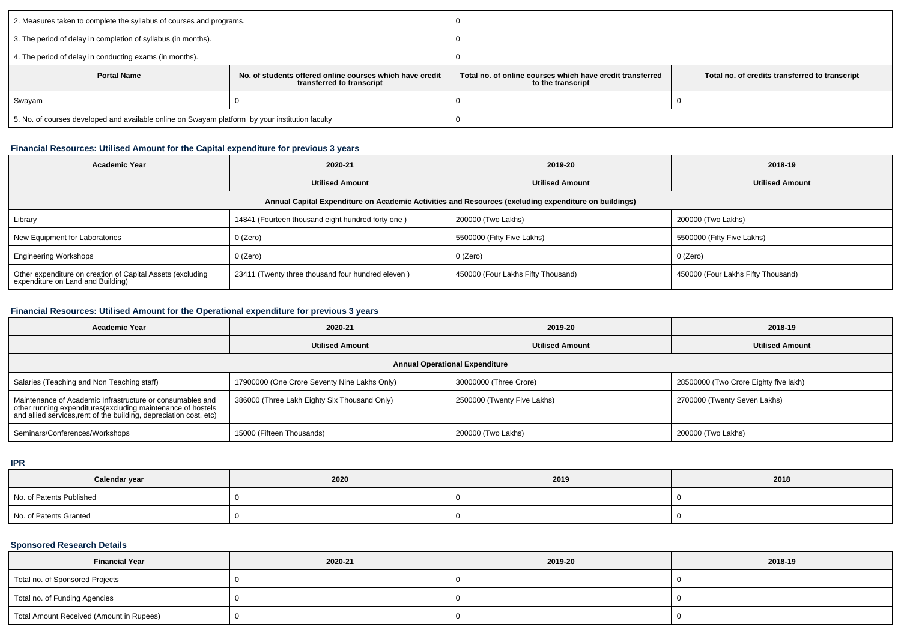| 2. Measures taken to complete the syllabus of courses and programs. | 0 | | |
|---|---|---|---|
| 3. The period of delay in completion of syllabus (in months). | 0 | | |
| 4. The period of delay in conducting exams (in months). | 0 | | |
| **Portal Name** | **No. of students offered online courses which have credit transferred to transcript** | **Total no. of online courses which have credit transferred to the transcript** | **Total no. of credits transferred to transcript** |
| Swayam | 0 | 0 | 0 |
| 5. No. of courses developed and available online on Swayam platform by your institution faculty | 0 | | |

### Financial Resources: Utilised Amount for the Capital expenditure for previous 3 years

| Academic Year | 2020-21 | 2019-20 | 2018-19 |
|---|---|---|---|
| | **Utilised Amount** | **Utilised Amount** | **Utilised Amount** |
| **Annual Capital Expenditure on Academic Activities and Resources (excluding expenditure on buildings)** | | | |
| Library | 14841 (Fourteen thousand eight hundred forty one ) | 200000 (Two Lakhs) | 200000 (Two Lakhs) |
| New Equipment for Laboratories | 0 (Zero) | 5500000 (Fifty Five Lakhs) | 5500000 (Fifty Five Lakhs) |
| Engineering Workshops | 0 (Zero) | 0 (Zero) | 0 (Zero) |
| Other expenditure on creation of Capital Assets (excluding expenditure on Land and Building) | 23411 (Twenty three thousand four hundred eleven ) | 450000 (Four Lakhs Fifty Thousand) | 450000 (Four Lakhs Fifty Thousand) |

### Financial Resources: Utilised Amount for the Operational expenditure for previous 3 years

| Academic Year | 2020-21 | 2019-20 | 2018-19 |
|---|---|---|---|
| | **Utilised Amount** | **Utilised Amount** | **Utilised Amount** |
| **Annual Operational Expenditure** | | | |
| Salaries (Teaching and Non Teaching staff) | 17900000 (One Crore Seventy Nine Lakhs Only) | 30000000 (Three Crore) | 28500000 (Two Crore Eighty five lakh) |
| Maintenance of Academic Infrastructure or consumables and other running expenditures(excluding maintenance of hostels and allied services,rent of the building, depreciation cost, etc) | 386000 (Three Lakh Eighty Six Thousand Only) | 2500000 (Twenty Five Lakhs) | 2700000 (Twenty Seven Lakhs) |
| Seminars/Conferences/Workshops | 15000 (Fifteen Thousands) | 200000 (Two Lakhs) | 200000 (Two Lakhs) |

### IPR

| Calendar year | 2020 | 2019 | 2018 |
|---|---|---|---|
| No. of Patents Published | 0 | 0 | 0 |
| No. of Patents Granted | 0 | 0 | 0 |

### Sponsored Research Details

| Financial Year | 2020-21 | 2019-20 | 2018-19 |
|---|---|---|---|
| Total no. of Sponsored Projects | 0 | 0 | 0 |
| Total no. of Funding Agencies | 0 | 0 | 0 |
| Total Amount Received (Amount in Rupees) | 0 | 0 | 0 |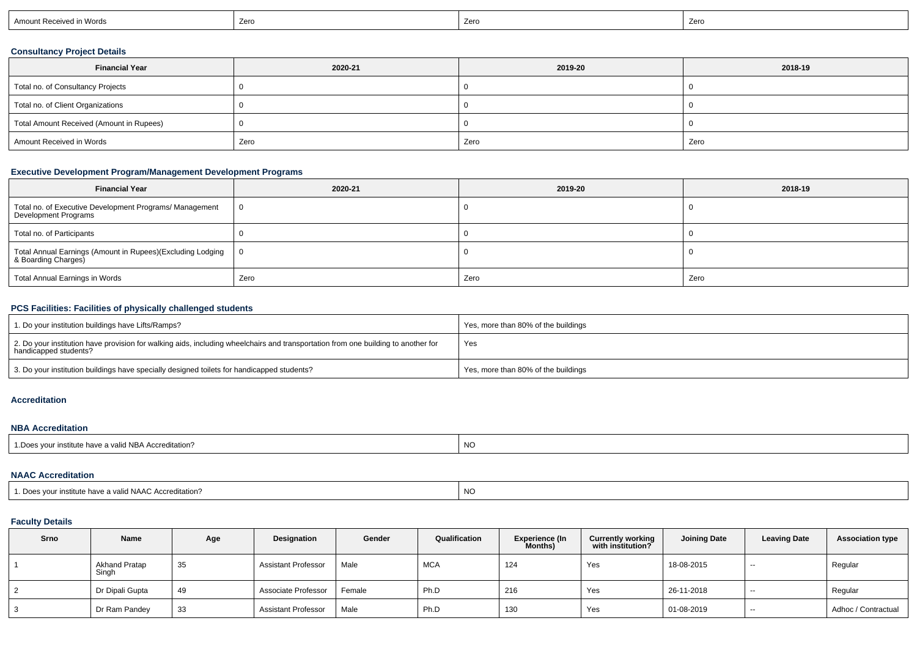| Amount Received in Words | Zero | Zero | Zero |
|---|---|---|---|

### Consultancy Project Details

| Financial Year | 2020-21 | 2019-20 | 2018-19 |
|---|---|---|---|
| Total no. of Consultancy Projects | 0 | 0 | 0 |
| Total no. of Client Organizations | 0 | 0 | 0 |
| Total Amount Received (Amount in Rupees) | 0 | 0 | 0 |
| Amount Received in Words | Zero | Zero | Zero |

### Executive Development Program/Management Development Programs

| Financial Year | 2020-21 | 2019-20 | 2018-19 |
|---|---|---|---|
| Total no. of Executive Development Programs/ Management Development Programs | 0 | 0 | 0 |
| Total no. of Participants | 0 | 0 | 0 |
| Total Annual Earnings (Amount in Rupees)(Excluding Lodging & Boarding Charges) | 0 | 0 | 0 |
| Total Annual Earnings in Words | Zero | Zero | Zero |

### PCS Facilities: Facilities of physically challenged students

| | |
|---|---|
| 1. Do your institution buildings have Lifts/Ramps? | Yes, more than 80% of the buildings |
| 2. Do your institution have provision for walking aids, including wheelchairs and transportation from one building to another for handicapped students? | Yes |
| 3. Do your institution buildings have specially designed toilets for handicapped students? | Yes, more than 80% of the buildings |

### Accreditation

### NBA Accreditation

| | |
|---|---|
| 1.Does your institute have a valid NBA Accreditation? | NO |

### NAAC Accreditation

| | |
|---|---|
| 1. Does your institute have a valid NAAC Accreditation? | NO |

### Faculty Details

| Srno | Name | Age | Designation | Gender | Qualification | Experience (In Months) | Currently working with institution? | Joining Date | Leaving Date | Association type |
|---|---|---|---|---|---|---|---|---|---|---|
| 1 | Akhand Pratap Singh | 35 | Assistant Professor | Male | MCA | 124 | Yes | 18-08-2015 | -- | Regular |
| 2 | Dr Dipali Gupta | 49 | Associate Professor | Female | Ph.D | 216 | Yes | 26-11-2018 | -- | Regular |
| 3 | Dr Ram Pandey | 33 | Assistant Professor | Male | Ph.D | 130 | Yes | 01-08-2019 | -- | Adhoc / Contractual |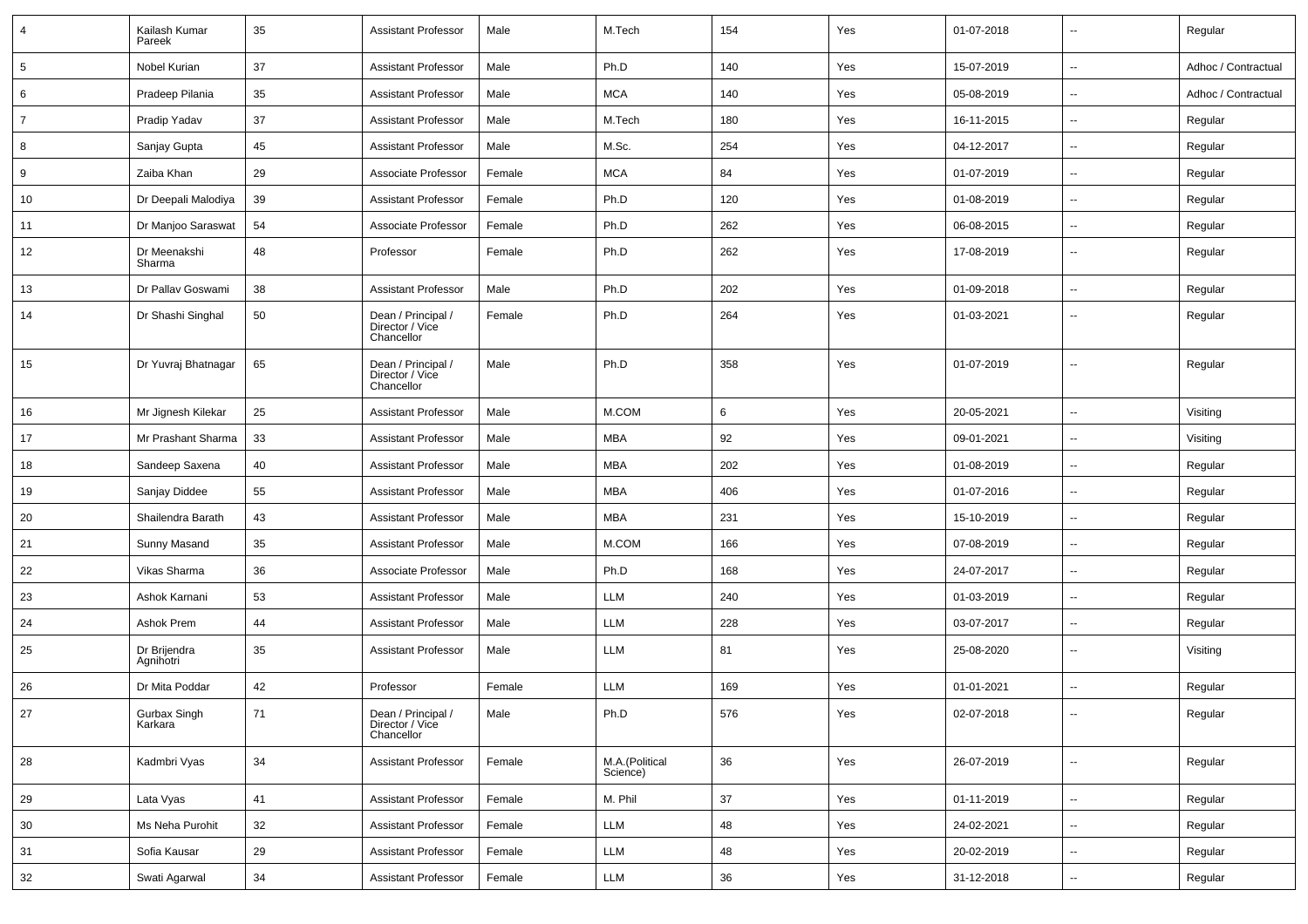| | | | | | | | | | | |
|---|---|---|---|---|---|---|---|---|---|---|
| 4 | Kailash Kumar Pareek | 35 | Assistant Professor | Male | M.Tech | 154 | Yes | 01-07-2018 | -- | Regular |
| 5 | Nobel Kurian | 37 | Assistant Professor | Male | Ph.D | 140 | Yes | 15-07-2019 | -- | Adhoc / Contractual |
| 6 | Pradeep Pilania | 35 | Assistant Professor | Male | MCA | 140 | Yes | 05-08-2019 | -- | Adhoc / Contractual |
| 7 | Pradip Yadav | 37 | Assistant Professor | Male | M.Tech | 180 | Yes | 16-11-2015 | -- | Regular |
| 8 | Sanjay Gupta | 45 | Assistant Professor | Male | M.Sc. | 254 | Yes | 04-12-2017 | -- | Regular |
| 9 | Zaiba Khan | 29 | Associate Professor | Female | MCA | 84 | Yes | 01-07-2019 | -- | Regular |
| 10 | Dr Deepali Malodiya | 39 | Assistant Professor | Female | Ph.D | 120 | Yes | 01-08-2019 | -- | Regular |
| 11 | Dr Manjoo Saraswat | 54 | Associate Professor | Female | Ph.D | 262 | Yes | 06-08-2015 | -- | Regular |
| 12 | Dr Meenakshi Sharma | 48 | Professor | Female | Ph.D | 262 | Yes | 17-08-2019 | -- | Regular |
| 13 | Dr Pallav Goswami | 38 | Assistant Professor | Male | Ph.D | 202 | Yes | 01-09-2018 | -- | Regular |
| 14 | Dr Shashi Singhal | 50 | Dean / Principal / Director / Vice Chancellor | Female | Ph.D | 264 | Yes | 01-03-2021 | -- | Regular |
| 15 | Dr Yuvraj Bhatnagar | 65 | Dean / Principal / Director / Vice Chancellor | Male | Ph.D | 358 | Yes | 01-07-2019 | -- | Regular |
| 16 | Mr Jignesh Kilekar | 25 | Assistant Professor | Male | M.COM | 6 | Yes | 20-05-2021 | -- | Visiting |
| 17 | Mr Prashant Sharma | 33 | Assistant Professor | Male | MBA | 92 | Yes | 09-01-2021 | -- | Visiting |
| 18 | Sandeep Saxena | 40 | Assistant Professor | Male | MBA | 202 | Yes | 01-08-2019 | -- | Regular |
| 19 | Sanjay Diddee | 55 | Assistant Professor | Male | MBA | 406 | Yes | 01-07-2016 | -- | Regular |
| 20 | Shailendra Barath | 43 | Assistant Professor | Male | MBA | 231 | Yes | 15-10-2019 | -- | Regular |
| 21 | Sunny Masand | 35 | Assistant Professor | Male | M.COM | 166 | Yes | 07-08-2019 | -- | Regular |
| 22 | Vikas Sharma | 36 | Associate Professor | Male | Ph.D | 168 | Yes | 24-07-2017 | -- | Regular |
| 23 | Ashok Karnani | 53 | Assistant Professor | Male | LLM | 240 | Yes | 01-03-2019 | -- | Regular |
| 24 | Ashok Prem | 44 | Assistant Professor | Male | LLM | 228 | Yes | 03-07-2017 | -- | Regular |
| 25 | Dr Brijendra Agnihotri | 35 | Assistant Professor | Male | LLM | 81 | Yes | 25-08-2020 | -- | Visiting |
| 26 | Dr Mita Poddar | 42 | Professor | Female | LLM | 169 | Yes | 01-01-2021 | -- | Regular |
| 27 | Gurbax Singh Karkara | 71 | Dean / Principal / Director / Vice Chancellor | Male | Ph.D | 576 | Yes | 02-07-2018 | -- | Regular |
| 28 | Kadmbri Vyas | 34 | Assistant Professor | Female | M.A.(Political Science) | 36 | Yes | 26-07-2019 | -- | Regular |
| 29 | Lata Vyas | 41 | Assistant Professor | Female | M. Phil | 37 | Yes | 01-11-2019 | -- | Regular |
| 30 | Ms Neha Purohit | 32 | Assistant Professor | Female | LLM | 48 | Yes | 24-02-2021 | -- | Regular |
| 31 | Sofia Kausar | 29 | Assistant Professor | Female | LLM | 48 | Yes | 20-02-2019 | -- | Regular |
| 32 | Swati Agarwal | 34 | Assistant Professor | Female | LLM | 36 | Yes | 31-12-2018 | -- | Regular |